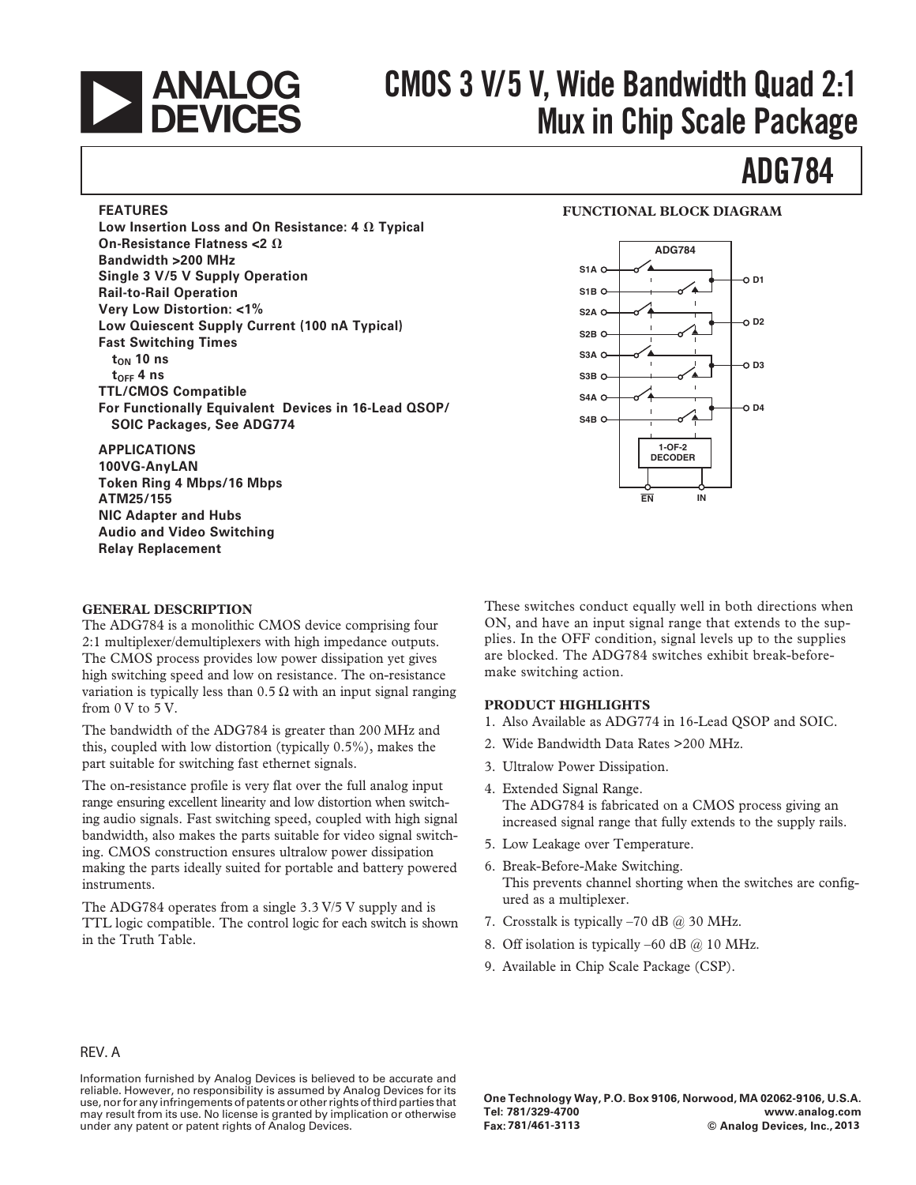# CMOS 3 V/5 V, Wide Bandwidth Quad 2:1 Mux in Chip Scale Package

# ADG784

## FEATURES

**Low Insertion Loss and On Resistance: 4 Ω Typical**
**On-Resistance Flatness <2 Ω**
**Bandwidth >200 MHz**
**Single 3 V/5 V Supply Operation**
**Rail-to-Rail Operation**
**Very Low Distortion: <1%**
**Low Quiescent Supply Current (100 nA Typical)**
**Fast Switching Times**
**$t_{ON}$ 10 ns**
**$t_{OFF}$ 4 ns**
**TTL/CMOS Compatible**
**For Functionally Equivalent Devices in 16-Lead QSOP/SOIC Packages, See ADG774**

## APPLICATIONS

**100VG-AnyLAN**
**Token Ring 4 Mbps/16 Mbps**
**ATM25/155**
**NIC Adapter and Hubs**
**Audio and Video Switching**
**Relay Replacement**

## FUNCTIONAL BLOCK DIAGRAM

ADG784

S1A, S1B → D1
S2A, S2B → D2
S3A, S3B → D3
S4A, S4B → D4

1-OF-2 DECODER

EN IN

## GENERAL DESCRIPTION

The ADG784 is a monolithic CMOS device comprising four 2:1 multiplexer/demultiplexers with high impedance outputs. The CMOS process provides low power dissipation yet gives high switching speed and low on resistance. The on-resistance variation is typically less than 0.5 Ω with an input signal ranging from 0 V to 5 V.

The bandwidth of the ADG784 is greater than 200 MHz and this, coupled with low distortion (typically 0.5%), makes the part suitable for switching fast ethernet signals.

The on-resistance profile is very flat over the full analog input range ensuring excellent linearity and low distortion when switching audio signals. Fast switching speed, coupled with high signal bandwidth, also makes the parts suitable for video signal switching. CMOS construction ensures ultralow power dissipation making the parts ideally suited for portable and battery powered instruments.

The ADG784 operates from a single 3.3 V/5 V supply and is TTL logic compatible. The control logic for each switch is shown in the Truth Table.

These switches conduct equally well in both directions when ON, and have an input signal range that extends to the supplies. In the OFF condition, signal levels up to the supplies are blocked. The ADG784 switches exhibit break-before-make switching action.

## PRODUCT HIGHLIGHTS

1. Also Available as ADG774 in 16-Lead QSOP and SOIC.
2. Wide Bandwidth Data Rates >200 MHz.
3. Ultralow Power Dissipation.
4. Extended Signal Range.
   The ADG784 is fabricated on a CMOS process giving an increased signal range that fully extends to the supply rails.
5. Low Leakage over Temperature.
6. Break-Before-Make Switching.
   This prevents channel shorting when the switches are configured as a multiplexer.
7. Crosstalk is typically –70 dB @ 30 MHz.
8. Off isolation is typically –60 dB @ 10 MHz.
9. Available in Chip Scale Package (CSP).

REV. A

Information furnished by Analog Devices is believed to be accurate and reliable. However, no responsibility is assumed by Analog Devices for its use, nor for any infringements of patents or other rights of third parties that may result from its use. No license is granted by implication or otherwise under any patent or patent rights of Analog Devices.

One Technology Way, P.O. Box 9106, Norwood, MA 02062-9106, U.S.A.
Tel: 781/329-4700 www.analog.com
Fax: 781/461-3113 © Analog Devices, Inc., 2013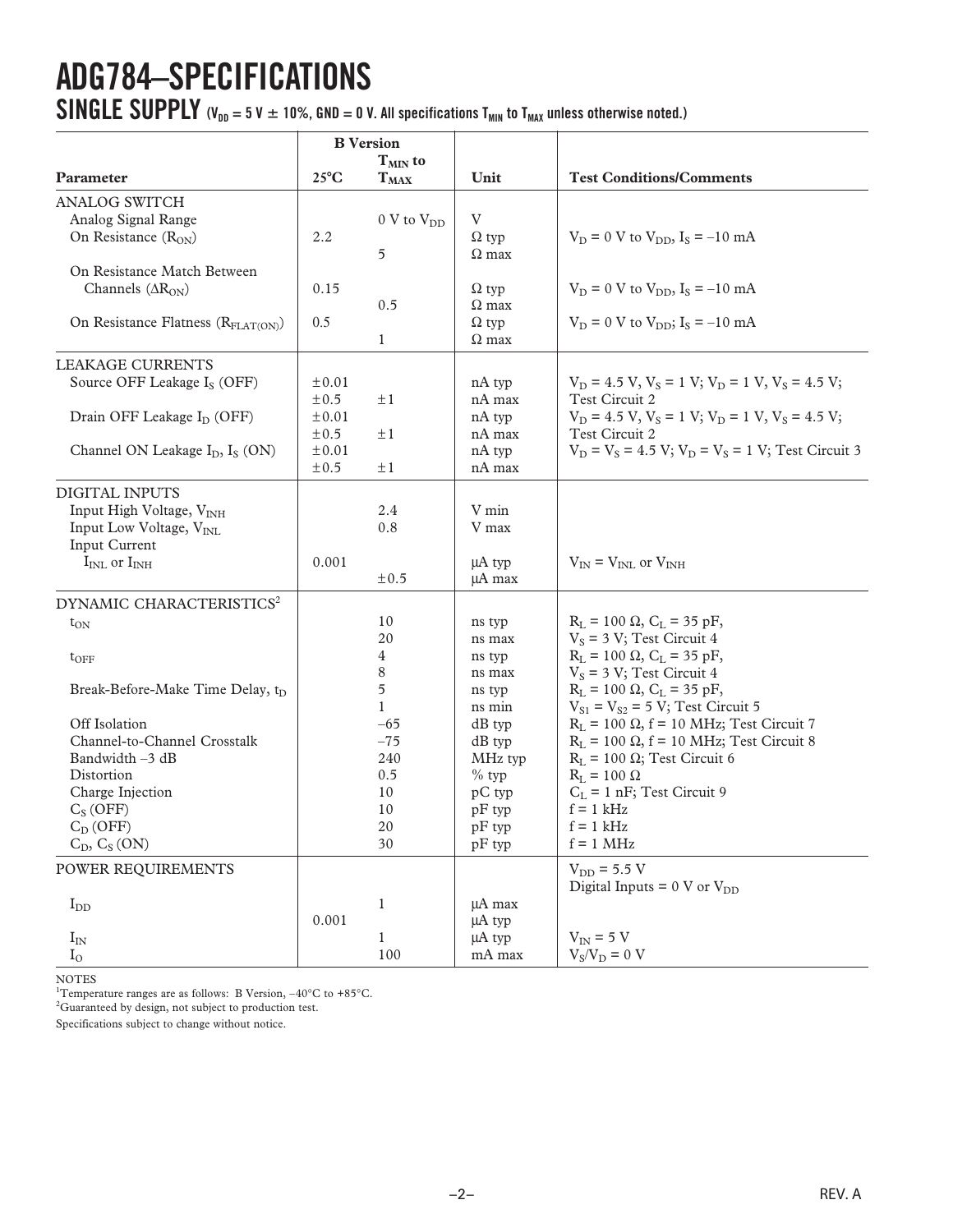# ADG784–SPECIFICATIONS

## SINGLE SUPPLY ($V_{DD}$ = 5 V ± 10%, GND = 0 V. All specifications $T_{MIN}$ to $T_{MAX}$ unless otherwise noted.)

| Parameter | B Version 25°C | B Version $T_{MIN}$ to $T_{MAX}$ | Unit | Test Conditions/Comments |
|---|---|---|---|---|
| **ANALOG SWITCH** | | | | |
| Analog Signal Range | | 0 V to $V_{DD}$ | V | |
| On Resistance ($R_{ON}$) | 2.2 | | Ω typ | $V_D$ = 0 V to $V_{DD}$, $I_S$ = –10 mA |
| | | 5 | Ω max | |
| On Resistance Match Between Channels ($\Delta R_{ON}$) | 0.15 | | Ω typ | $V_D$ = 0 V to $V_{DD}$, $I_S$ = –10 mA |
| | | 0.5 | Ω max | |
| On Resistance Flatness ($R_{FLAT(ON)}$) | 0.5 | | Ω typ | $V_D$ = 0 V to $V_{DD}$; $I_S$ = –10 mA |
| | | 1 | Ω max | |
| **LEAKAGE CURRENTS** | | | | |
| Source OFF Leakage $I_S$ (OFF) | ±0.01 | | nA typ | $V_D$ = 4.5 V, $V_S$ = 1 V; $V_D$ = 1 V, $V_S$ = 4.5 V; |
| | ±0.5 | ±1 | nA max | Test Circuit 2 |
| Drain OFF Leakage $I_D$ (OFF) | ±0.01 | | nA typ | $V_D$ = 4.5 V, $V_S$ = 1 V; $V_D$ = 1 V, $V_S$ = 4.5 V; |
| | ±0.5 | ±1 | nA max | Test Circuit 2 |
| Channel ON Leakage $I_D$, $I_S$ (ON) | ±0.01 | | nA typ | $V_D$ = $V_S$ = 4.5 V; $V_D$ = $V_S$ = 1 V; Test Circuit 3 |
| | ±0.5 | ±1 | nA max | |
| **DIGITAL INPUTS** | | | | |
| Input High Voltage, $V_{INH}$ | | 2.4 | V min | |
| Input Low Voltage, $V_{INL}$ | | 0.8 | V max | |
| Input Current | | | | |
| $I_{INL}$ or $I_{INH}$ | 0.001 | | µA typ | $V_{IN}$ = $V_{INL}$ or $V_{INH}$ |
| | | ±0.5 | µA max | |
| **DYNAMIC CHARACTERISTICS**[2] | | | | |
| $t_{ON}$ | | 10 | ns typ | $R_L$ = 100 Ω, $C_L$ = 35 pF, |
| | | 20 | ns max | $V_S$ = 3 V; Test Circuit 4 |
| $t_{OFF}$ | | 4 | ns typ | $R_L$ = 100 Ω, $C_L$ = 35 pF, |
| | | 8 | ns max | $V_S$ = 3 V; Test Circuit 4 |
| Break-Before-Make Time Delay, $t_D$ | | 5 | ns typ | $R_L$ = 100 Ω, $C_L$ = 35 pF, |
| | | 1 | ns min | $V_{S1}$ = $V_{S2}$ = 5 V; Test Circuit 5 |
| Off Isolation | | –65 | dB typ | $R_L$ = 100 Ω, f = 10 MHz; Test Circuit 7 |
| Channel-to-Channel Crosstalk | | –75 | dB typ | $R_L$ = 100 Ω, f = 10 MHz; Test Circuit 8 |
| Bandwidth –3 dB | | 240 | MHz typ | $R_L$ = 100 Ω; Test Circuit 6 |
| Distortion | | 0.5 | % typ | $R_L$ = 100 Ω |
| Charge Injection | | 10 | pC typ | $C_L$ = 1 nF; Test Circuit 9 |
| $C_S$ (OFF) | | 10 | pF typ | f = 1 kHz |
| $C_D$ (OFF) | | 20 | pF typ | f = 1 kHz |
| $C_D$, $C_S$ (ON) | | 30 | pF typ | f = 1 MHz |
| **POWER REQUIREMENTS** | | | | $V_{DD}$ = 5.5 V |
| | | | | Digital Inputs = 0 V or $V_{DD}$ |
| $I_{DD}$ | | 1 | µA max | |
| | 0.001 | | µA typ | |
| $I_{IN}$ | | 1 | µA typ | $V_{IN}$ = 5 V |
| $I_O$ | | 100 | mA max | $V_S$/$V_D$ = 0 V |

NOTES

[1]Temperature ranges are as follows: B Version, –40°C to +85°C.

[2]Guaranteed by design, not subject to production test.

Specifications subject to change without notice.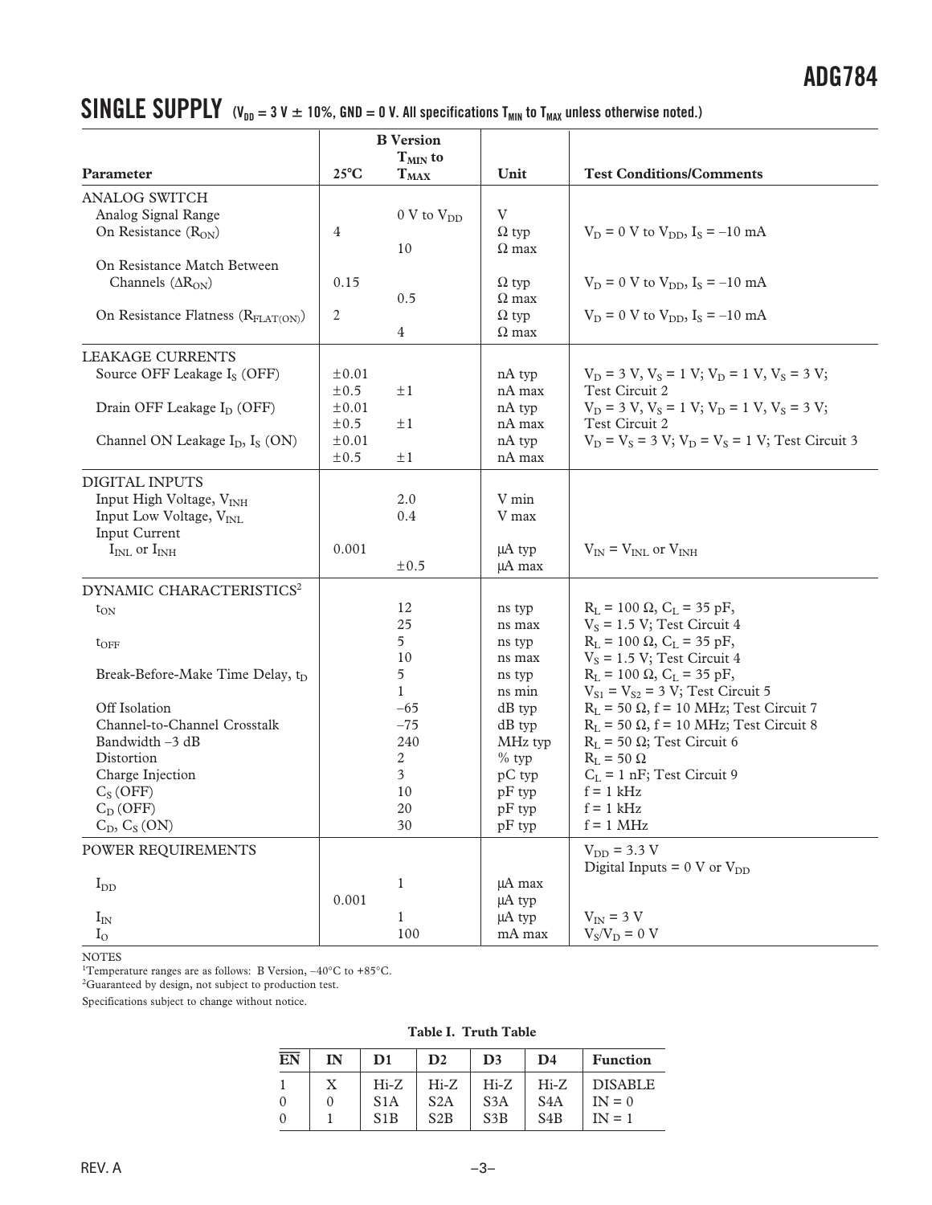## SINGLE SUPPLY ($V_{DD}$ = 3 V ± 10%, GND = 0 V. All specifications $T_{MIN}$ to $T_{MAX}$ unless otherwise noted.)

| Parameter | B Version 25°C | B Version $T_{MIN}$ to $T_{MAX}$ | Unit | Test Conditions/Comments |
|---|---|---|---|---|
| **ANALOG SWITCH** | | | | |
| Analog Signal Range | | 0 V to $V_{DD}$ | V | |
| On Resistance ($R_{ON}$) | 4 | | Ω typ | $V_D$ = 0 V to $V_{DD}$, $I_S$ = –10 mA |
| | | 10 | Ω max | |
| On Resistance Match Between Channels ($\Delta R_{ON}$) | 0.15 | | Ω typ | $V_D$ = 0 V to $V_{DD}$, $I_S$ = –10 mA |
| | | 0.5 | Ω max | |
| On Resistance Flatness ($R_{FLAT(ON)}$) | 2 | | Ω typ | $V_D$ = 0 V to $V_{DD}$, $I_S$ = –10 mA |
| | | 4 | Ω max | |
| **LEAKAGE CURRENTS** | | | | |
| Source OFF Leakage $I_S$ (OFF) | ±0.01 | | nA typ | $V_D$ = 3 V, $V_S$ = 1 V; $V_D$ = 1 V, $V_S$ = 3 V; |
| | ±0.5 | ±1 | nA max | Test Circuit 2 |
| Drain OFF Leakage $I_D$ (OFF) | ±0.01 | | nA typ | $V_D$ = 3 V, $V_S$ = 1 V; $V_D$ = 1 V, $V_S$ = 3 V; |
| | ±0.5 | ±1 | nA max | Test Circuit 2 |
| Channel ON Leakage $I_D$, $I_S$ (ON) | ±0.01 | | nA typ | $V_D$ = $V_S$ = 3 V; $V_D$ = $V_S$ = 1 V; Test Circuit 3 |
| | ±0.5 | ±1 | nA max | |
| **DIGITAL INPUTS** | | | | |
| Input High Voltage, $V_{INH}$ | | 2.0 | V min | |
| Input Low Voltage, $V_{INL}$ | | 0.4 | V max | |
| Input Current $I_{INL}$ or $I_{INH}$ | 0.001 | | µA typ | $V_{IN}$ = $V_{INL}$ or $V_{INH}$ |
| | | ±0.5 | µA max | |
| **DYNAMIC CHARACTERISTICS**[2] | | | | |
| $t_{ON}$ | | 12 | ns typ | $R_L$ = 100 Ω, $C_L$ = 35 pF, |
| | | 25 | ns max | $V_S$ = 1.5 V; Test Circuit 4 |
| $t_{OFF}$ | | 5 | ns typ | $R_L$ = 100 Ω, $C_L$ = 35 pF, |
| | | 10 | ns max | $V_S$ = 1.5 V; Test Circuit 4 |
| Break-Before-Make Time Delay, $t_D$ | | 5 | ns typ | $R_L$ = 100 Ω, $C_L$ = 35 pF, |
| | | 1 | ns min | $V_{S1}$ = $V_{S2}$ = 3 V; Test Circuit 5 |
| Off Isolation | | –65 | dB typ | $R_L$ = 50 Ω, f = 10 MHz; Test Circuit 7 |
| Channel-to-Channel Crosstalk | | –75 | dB typ | $R_L$ = 50 Ω, f = 10 MHz; Test Circuit 8 |
| Bandwidth –3 dB | | 240 | MHz typ | $R_L$ = 50 Ω; Test Circuit 6 |
| Distortion | | 2 | % typ | $R_L$ = 50 Ω |
| Charge Injection | | 3 | pC typ | $C_L$ = 1 nF; Test Circuit 9 |
| $C_S$ (OFF) | | 10 | pF typ | f = 1 kHz |
| $C_D$ (OFF) | | 20 | pF typ | f = 1 kHz |
| $C_D$, $C_S$ (ON) | | 30 | pF typ | f = 1 MHz |
| **POWER REQUIREMENTS** | | | | $V_{DD}$ = 3.3 V |
| | | | | Digital Inputs = 0 V or $V_{DD}$ |
| $I_{DD}$ | | 1 | µA max | |
| | 0.001 | | µA typ | |
| $I_{IN}$ | | 1 | µA typ | $V_{IN}$ = 3 V |
| $I_O$ | | 100 | mA max | $V_S$/$V_D$ = 0 V |

NOTES

[1]Temperature ranges are as follows: B Version, –40°C to +85°C.

[2]Guaranteed by design, not subject to production test.

Specifications subject to change without notice.

**Table I. Truth Table**

| $\overline{EN}$ | IN | D1 | D2 | D3 | D4 | Function |
|---|---|---|---|---|---|---|
| 1 | X | Hi-Z | Hi-Z | Hi-Z | Hi-Z | DISABLE |
| 0 | 0 | S1A | S2A | S3A | S4A | IN = 0 |
| 0 | 1 | S1B | S2B | S3B | S4B | IN = 1 |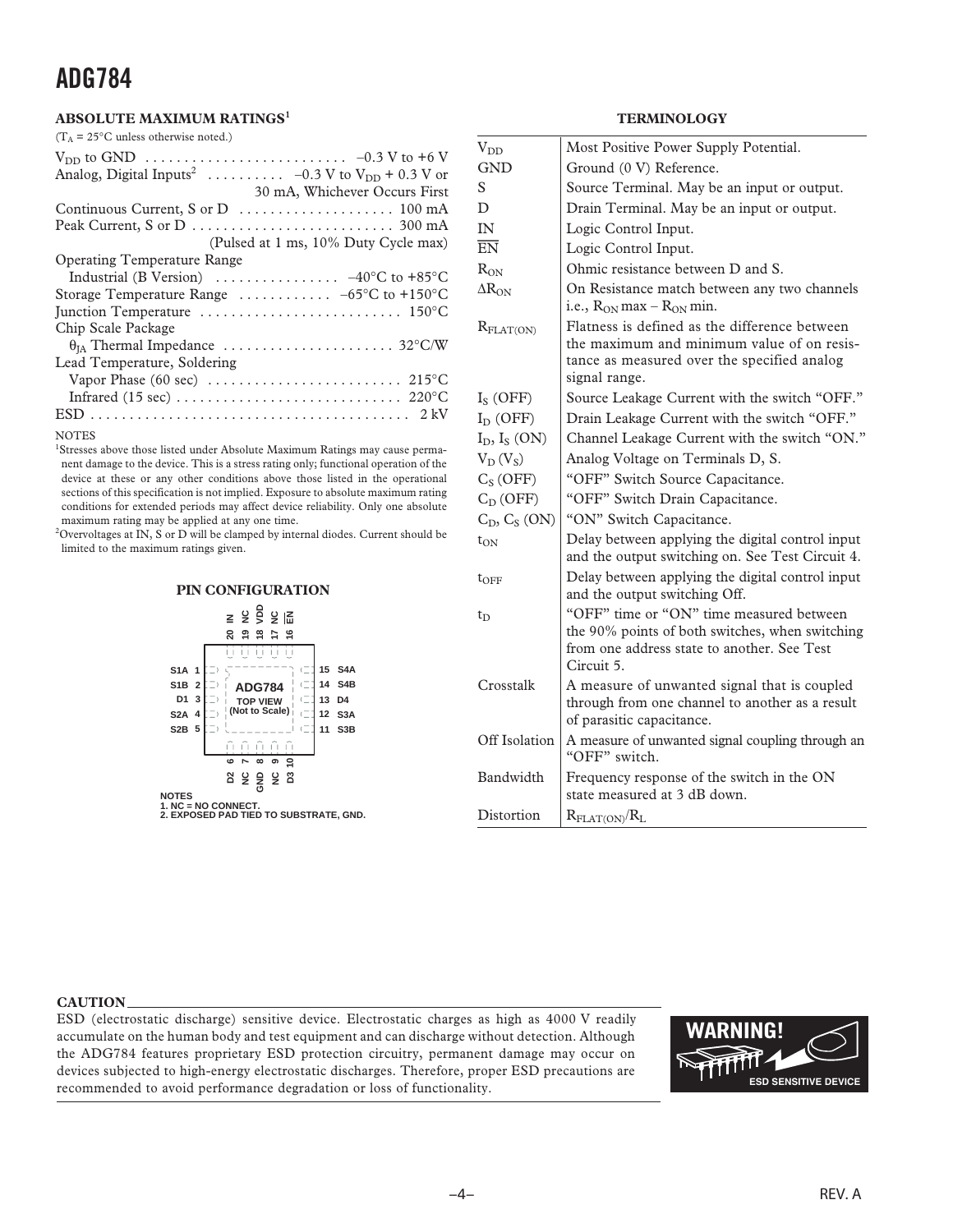## ABSOLUTE MAXIMUM RATINGS[1]

($T_A$ = 25°C unless otherwise noted.)

$V_{DD}$ to GND . . . . . . . . . . . . . . . . . . . . . . . . . . –0.3 V to +6 V
Analog, Digital Inputs[2] . . . . . . . . . . –0.3 V to $V_{DD}$ + 0.3 V or 30 mA, Whichever Occurs First
Continuous Current, S or D . . . . . . . . . . . . . . . . . . . 100 mA
Peak Current, S or D . . . . . . . . . . . . . . . . . . . . . . . . . 300 mA
(Pulsed at 1 ms, 10% Duty Cycle max)
Operating Temperature Range
Industrial (B Version) . . . . . . . . . . . . . . . –40°C to +85°C
Storage Temperature Range . . . . . . . . . . . –65°C to +150°C
Junction Temperature . . . . . . . . . . . . . . . . . . . . . . . . . 150°C
Chip Scale Package
$\theta_{JA}$ Thermal Impedance . . . . . . . . . . . . . . . . . . . . . 32°C/W
Lead Temperature, Soldering
Vapor Phase (60 sec) . . . . . . . . . . . . . . . . . . . . . . . . 215°C
Infrared (15 sec) . . . . . . . . . . . . . . . . . . . . . . . . . . . . 220°C
ESD . . . . . . . . . . . . . . . . . . . . . . . . . . . . . . . . . . . . . . . 2 kV

NOTES

[1]Stresses above those listed under Absolute Maximum Ratings may cause permanent damage to the device. This is a stress rating only; functional operation of the device at these or any other conditions above those listed in the operational sections of this specification is not implied. Exposure to absolute maximum rating conditions for extended periods may affect device reliability. Only one absolute maximum rating may be applied at any one time.

[2]Overvoltages at IN, S or D will be clamped by internal diodes. Current should be limited to the maximum ratings given.

## PIN CONFIGURATION

| Pin | Name | Pin | Name |
|---|---|---|---|
| 1 | S1A | 11 | S3B |
| 2 | S1B | 12 | S3A |
| 3 | D1 | 13 | D4 |
| 4 | S2A | 14 | S4B |
| 5 | S2B | 15 | S4A |
| 6 | D2 | 16 | $\overline{EN}$ |
| 7 | NC | 17 | NC |
| 8 | GND | 18 | VDD |
| 9 | NC | 19 | NC |
| 10 | D3 | 20 | IN |

ADG784 TOP VIEW (Not to Scale)

NOTES
1. NC = NO CONNECT.
2. EXPOSED PAD TIED TO SUBSTRATE, GND.

## TERMINOLOGY

| | |
|---|---|
| $V_{DD}$ | Most Positive Power Supply Potential. |
| GND | Ground (0 V) Reference. |
| S | Source Terminal. May be an input or output. |
| D | Drain Terminal. May be an input or output. |
| IN | Logic Control Input. |
| $\overline{EN}$ | Logic Control Input. |
| $R_{ON}$ | Ohmic resistance between D and S. |
| $\Delta R_{ON}$ | On Resistance match between any two channels i.e., $R_{ON}$ max – $R_{ON}$ min. |
| $R_{FLAT(ON)}$ | Flatness is defined as the difference between the maximum and minimum value of on resistance as measured over the specified analog signal range. |
| $I_S$ (OFF) | Source Leakage Current with the switch "OFF." |
| $I_D$ (OFF) | Drain Leakage Current with the switch "OFF." |
| $I_D$, $I_S$ (ON) | Channel Leakage Current with the switch "ON." |
| $V_D$ ($V_S$) | Analog Voltage on Terminals D, S. |
| $C_S$ (OFF) | "OFF" Switch Source Capacitance. |
| $C_D$ (OFF) | "OFF" Switch Drain Capacitance. |
| $C_D$, $C_S$ (ON) | "ON" Switch Capacitance. |
| $t_{ON}$ | Delay between applying the digital control input and the output switching on. See Test Circuit 4. |
| $t_{OFF}$ | Delay between applying the digital control input and the output switching Off. |
| $t_D$ | "OFF" time or "ON" time measured between the 90% points of both switches, when switching from one address state to another. See Test Circuit 5. |
| Crosstalk | A measure of unwanted signal that is coupled through from one channel to another as a result of parasitic capacitance. |
| Off Isolation | A measure of unwanted signal coupling through an "OFF" switch. |
| Bandwidth | Frequency response of the switch in the ON state measured at 3 dB down. |
| Distortion | $R_{FLAT(ON)}/R_L$ |

**CAUTION**

ESD (electrostatic discharge) sensitive device. Electrostatic charges as high as 4000 V readily accumulate on the human body and test equipment and can discharge without detection. Although the ADG784 features proprietary ESD protection circuitry, permanent damage may occur on devices subjected to high-energy electrostatic discharges. Therefore, proper ESD precautions are recommended to avoid performance degradation or loss of functionality.

WARNING! ESD SENSITIVE DEVICE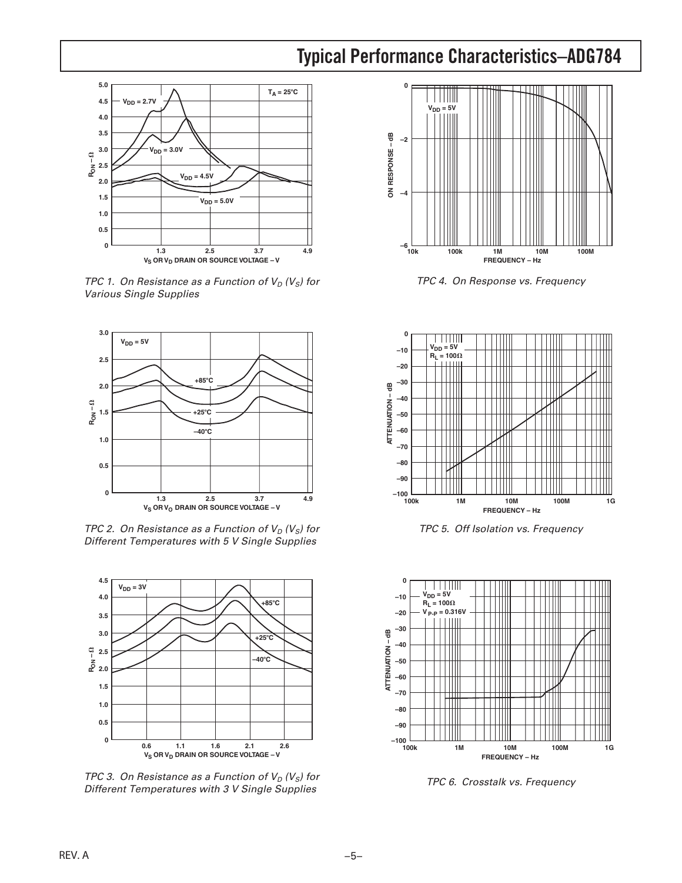# Typical Performance Characteristics–ADG784

*TPC 1. On Resistance as a Function of $V_D$ ($V_S$) for Various Single Supplies*

*TPC 2. On Resistance as a Function of $V_D$ ($V_S$) for Different Temperatures with 5 V Single Supplies*

*TPC 3. On Resistance as a Function of $V_D$ ($V_S$) for Different Temperatures with 3 V Single Supplies*

*TPC 4. On Response vs. Frequency*

*TPC 5. Off Isolation vs. Frequency*

*TPC 6. Crosstalk vs. Frequency*

REV. A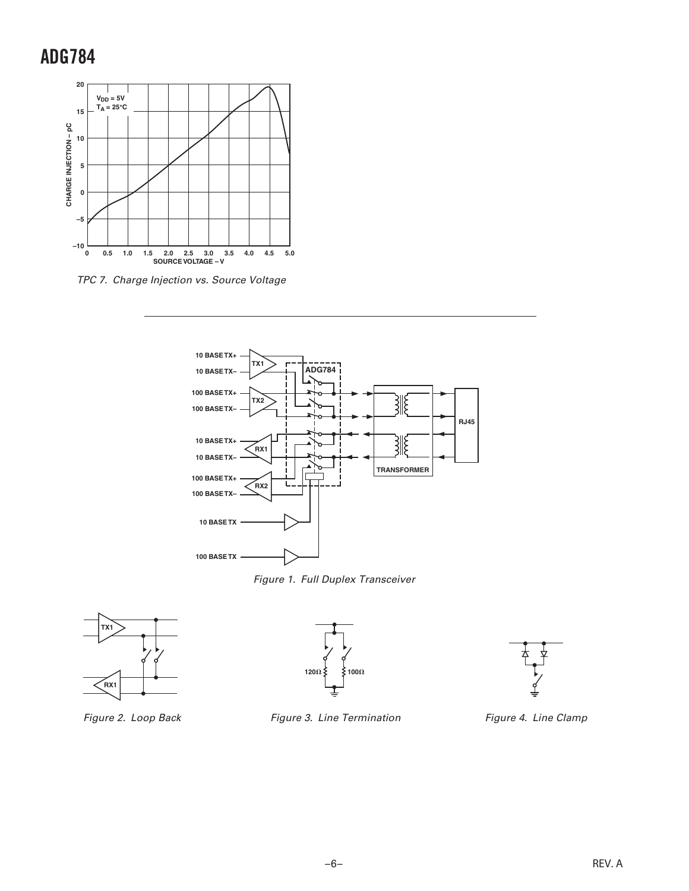TPC 7. Charge Injection vs. Source Voltage

Figure 1. Full Duplex Transceiver

Figure 2. Loop Back

Figure 3. Line Termination

Figure 4. Line Clamp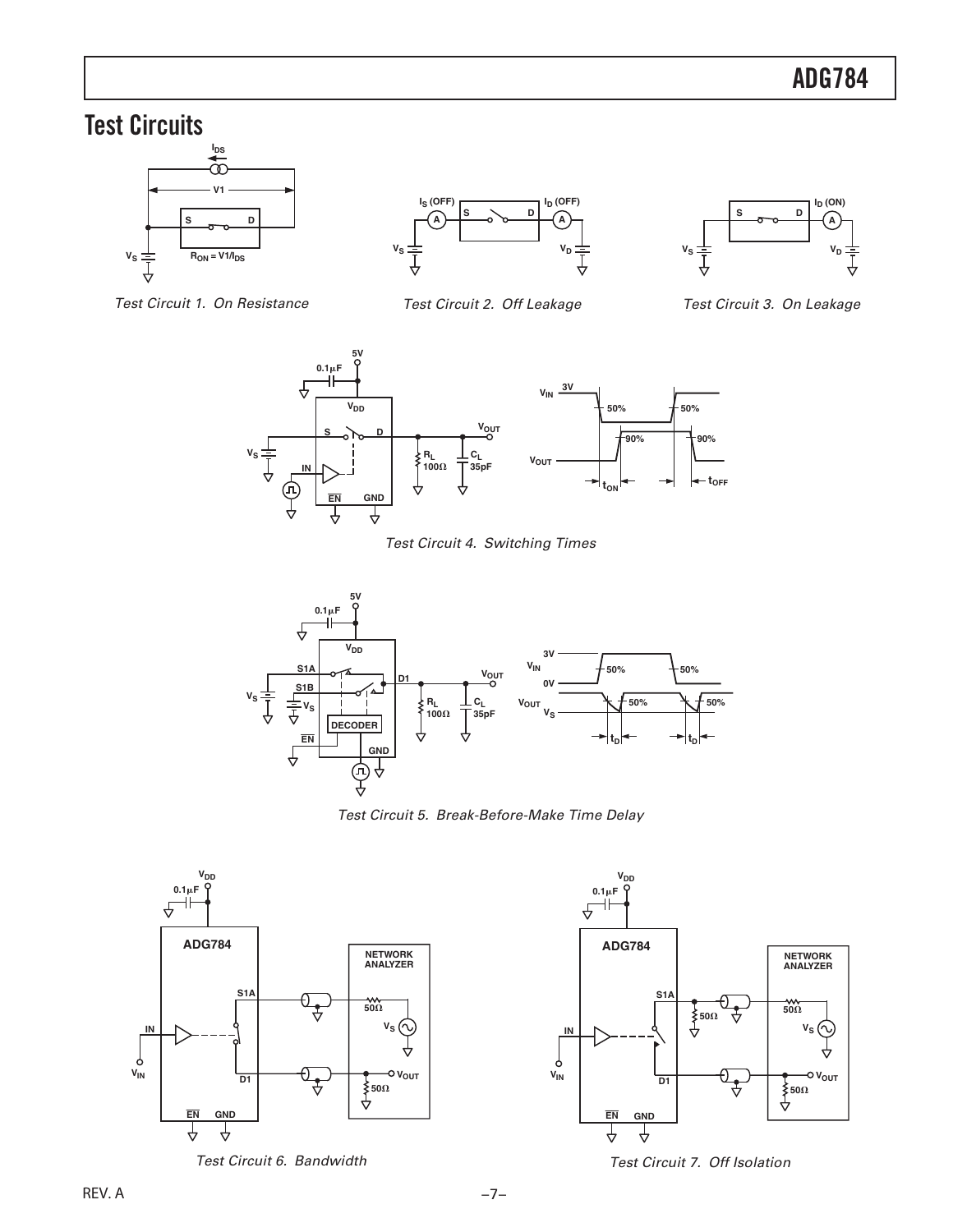## Test Circuits

*Test Circuit 1. On Resistance*

*Test Circuit 2. Off Leakage*

*Test Circuit 3. On Leakage*

*Test Circuit 4. Switching Times*

*Test Circuit 5. Break-Before-Make Time Delay*

*Test Circuit 6. Bandwidth*

*Test Circuit 7. Off Isolation*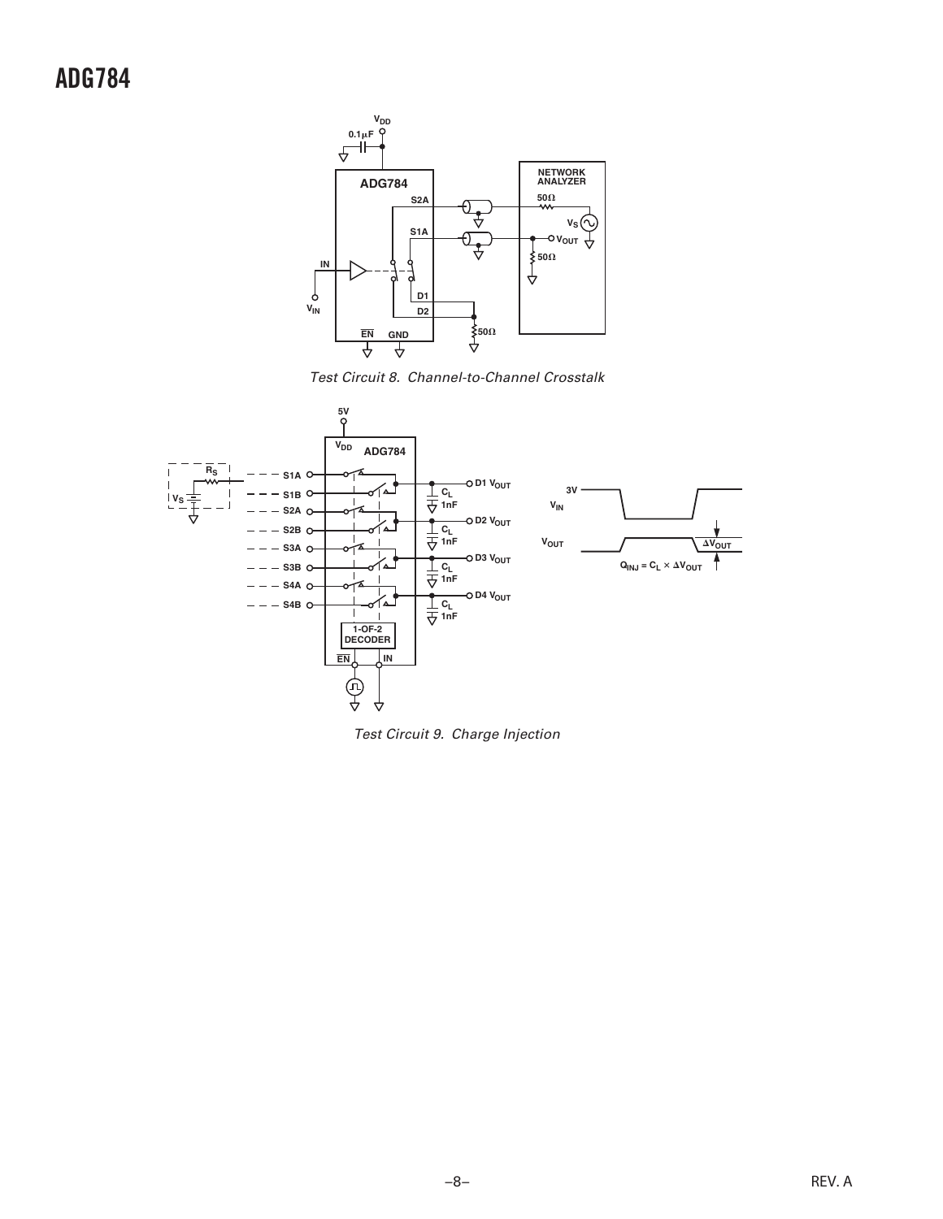Test Circuit 8. Channel-to-Channel Crosstalk

Test Circuit 9. Charge Injection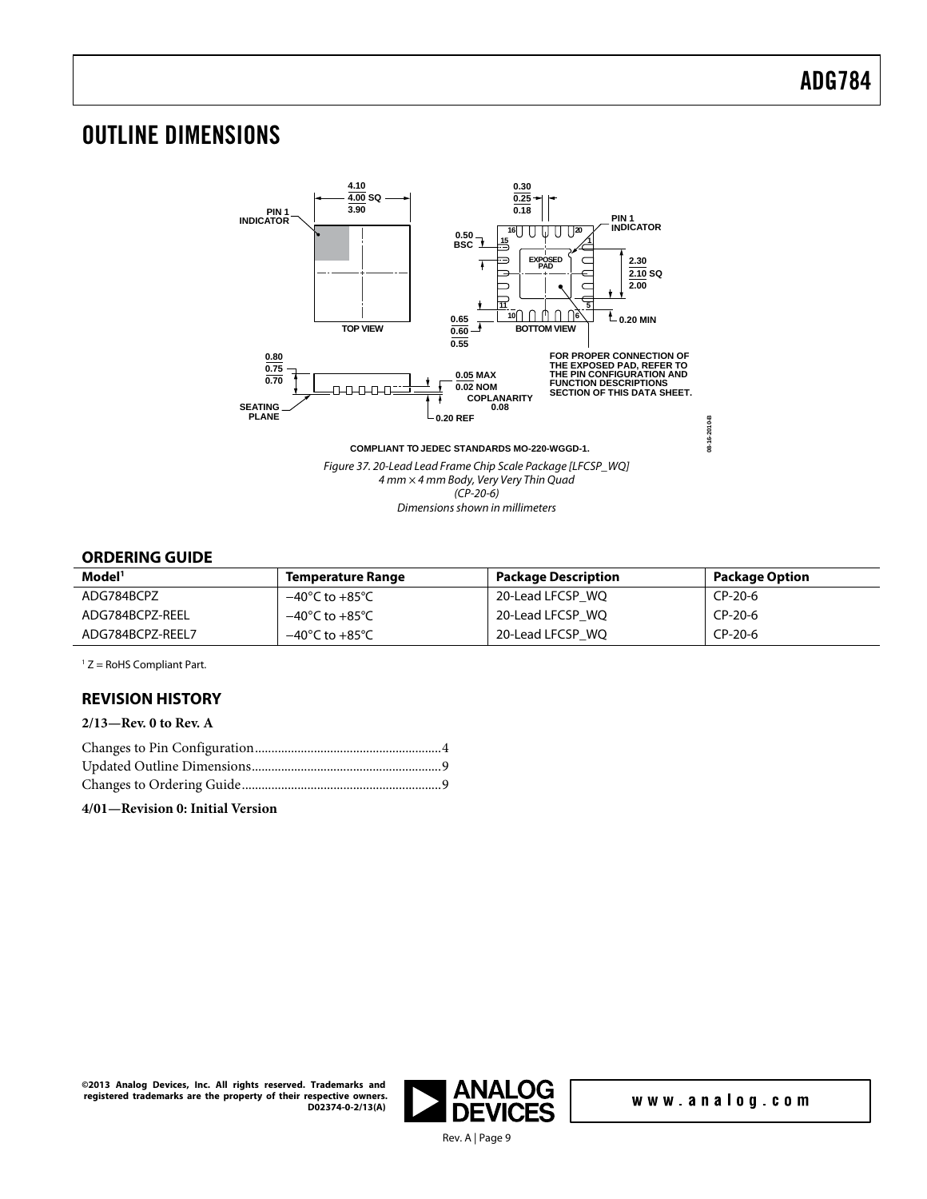# OUTLINE DIMENSIONS

4.10
4.00 SQ
3.90
PIN 1 INDICATOR
TOP VIEW
0.30
0.25
0.18
0.50 BSC
16
20
15
1
PIN 1 INDICATOR
EXPOSED PAD
2.30
2.10 SQ
2.00
11
10
6
5
0.65
0.60
0.55
BOTTOM VIEW
0.20 MIN
0.80
0.75
0.70
0.05 MAX
0.02 NOM
COPLANARITY 0.08
SEATING PLANE
0.20 REF
FOR PROPER CONNECTION OF THE EXPOSED PAD, REFER TO THE PIN CONFIGURATION AND FUNCTION DESCRIPTIONS SECTION OF THIS DATA SHEET.
COMPLIANT TO JEDEC STANDARDS MO-220-WGGD-1.
08-16-2010-B

*Figure 37. 20-Lead Lead Frame Chip Scale Package [LFCSP_WQ]*
*4 mm × 4 mm Body, Very Very Thin Quad*
*(CP-20-6)*
*Dimensions shown in millimeters*

## ORDERING GUIDE

| Model[1] | Temperature Range | Package Description | Package Option |
|---|---|---|---|
| ADG784BCPZ | −40°C to +85°C | 20-Lead LFCSP_WQ | CP-20-6 |
| ADG784BCPZ-REEL | −40°C to +85°C | 20-Lead LFCSP_WQ | CP-20-6 |
| ADG784BCPZ-REEL7 | −40°C to +85°C | 20-Lead LFCSP_WQ | CP-20-6 |

[1] Z = RoHS Compliant Part.

## REVISION HISTORY

**2/13—Rev. 0 to Rev. A**

Changes to Pin Configuration ........................................................ 4
Updated Outline Dimensions ......................................................... 9
Changes to Ordering Guide ............................................................ 9

**4/01—Revision 0: Initial Version**

©2013 Analog Devices, Inc. All rights reserved. Trademarks and registered trademarks are the property of their respective owners. D02374-0-2/13(A)